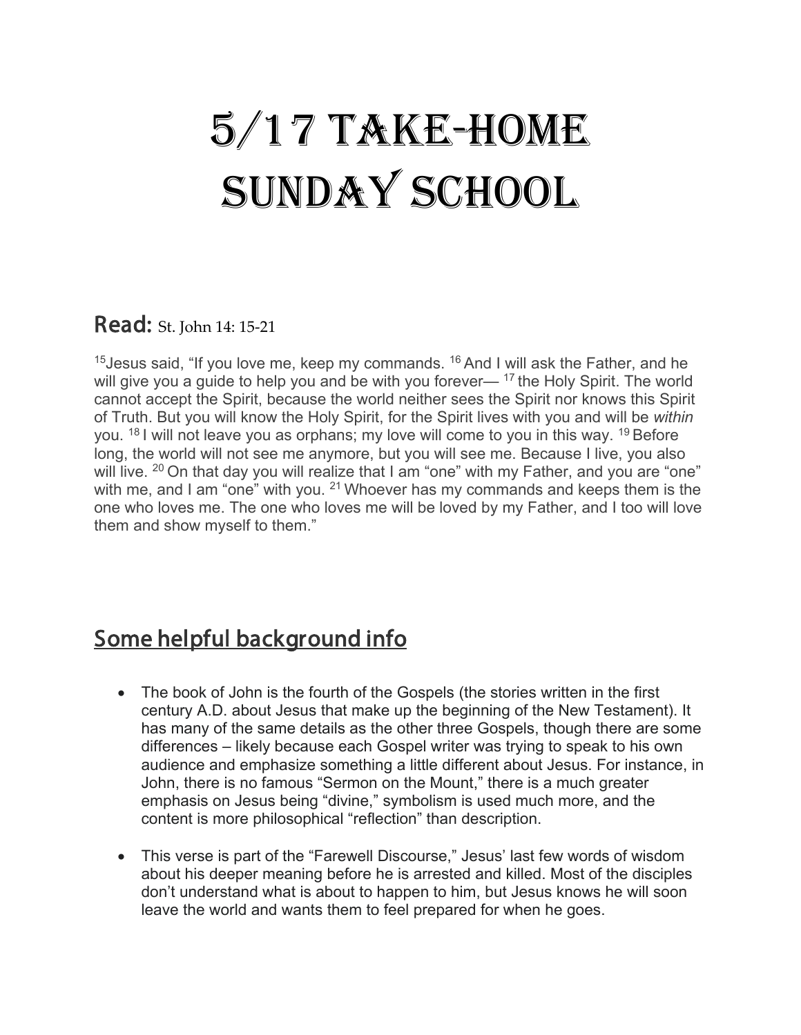# 5/17 Take-Home Sunday School

## **Read:** St. John 14: 15-21

[15]Jesus said, "If you love me, keep my commands. [16] And I will ask the Father, and he will give you a guide to help you and be with you forever— [17] the Holy Spirit. The world cannot accept the Spirit, because the world neither sees the Spirit nor knows this Spirit of Truth. But you will know the Holy Spirit, for the Spirit lives with you and will be *within* you. [18] I will not leave you as orphans; my love will come to you in this way. [19] Before long, the world will not see me anymore, but you will see me. Because I live, you also will live. [20] On that day you will realize that I am "one" with my Father, and you are "one" with me, and I am "one" with you. [21] Whoever has my commands and keeps them is the one who loves me. The one who loves me will be loved by my Father, and I too will love them and show myself to them."

## Some helpful background info

- The book of John is the fourth of the Gospels (the stories written in the first century A.D. about Jesus that make up the beginning of the New Testament). It has many of the same details as the other three Gospels, though there are some differences – likely because each Gospel writer was trying to speak to his own audience and emphasize something a little different about Jesus. For instance, in John, there is no famous "Sermon on the Mount," there is a much greater emphasis on Jesus being "divine," symbolism is used much more, and the content is more philosophical "reflection" than description.

- This verse is part of the "Farewell Discourse," Jesus' last few words of wisdom about his deeper meaning before he is arrested and killed. Most of the disciples don't understand what is about to happen to him, but Jesus knows he will soon leave the world and wants them to feel prepared for when he goes.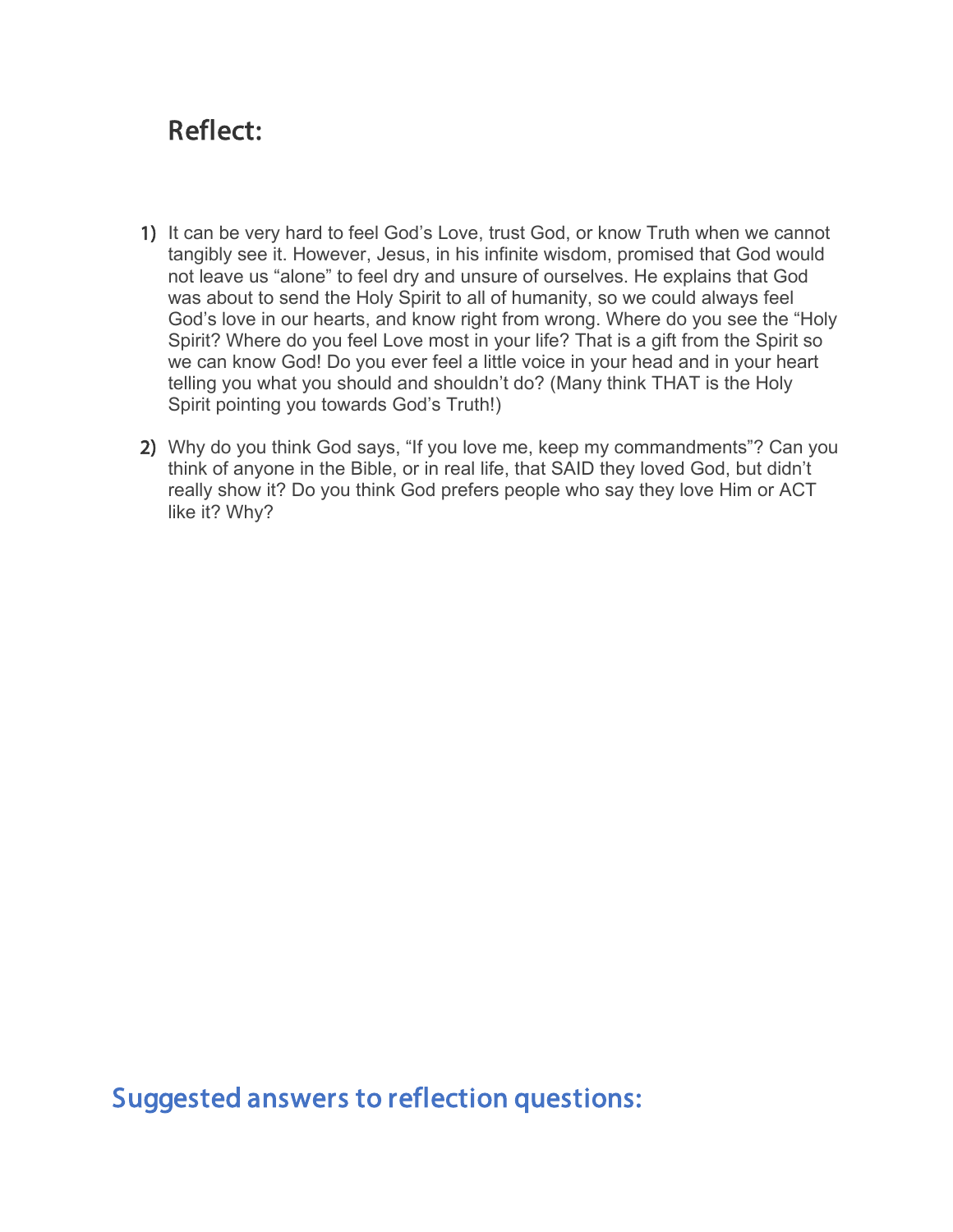## Reflect:

1) It can be very hard to feel God's Love, trust God, or know Truth when we cannot tangibly see it. However, Jesus, in his infinite wisdom, promised that God would not leave us "alone" to feel dry and unsure of ourselves. He explains that God was about to send the Holy Spirit to all of humanity, so we could always feel God's love in our hearts, and know right from wrong. Where do you see the "Holy Spirit? Where do you feel Love most in your life? That is a gift from the Spirit so we can know God! Do you ever feel a little voice in your head and in your heart telling you what you should and shouldn't do? (Many think THAT is the Holy Spirit pointing you towards God's Truth!)

2) Why do you think God says, "If you love me, keep my commandments"? Can you think of anyone in the Bible, or in real life, that SAID they loved God, but didn't really show it? Do you think God prefers people who say they love Him or ACT like it? Why?

## Suggested answers to reflection questions: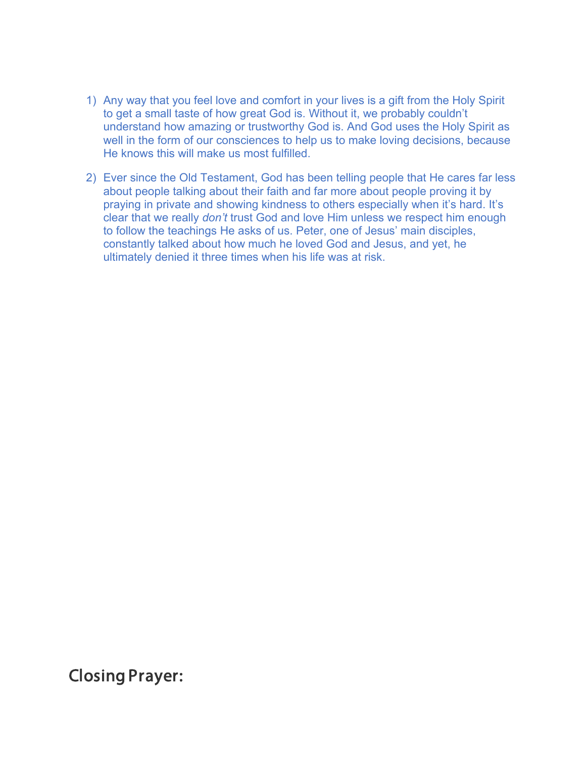1) Any way that you feel love and comfort in your lives is a gift from the Holy Spirit to get a small taste of how great God is. Without it, we probably couldn't understand how amazing or trustworthy God is. And God uses the Holy Spirit as well in the form of our consciences to help us to make loving decisions, because He knows this will make us most fulfilled.

2) Ever since the Old Testament, God has been telling people that He cares far less about people talking about their faith and far more about people proving it by praying in private and showing kindness to others especially when it's hard. It's clear that we really *don't* trust God and love Him unless we respect him enough to follow the teachings He asks of us. Peter, one of Jesus' main disciples, constantly talked about how much he loved God and Jesus, and yet, he ultimately denied it three times when his life was at risk.

## Closing Prayer: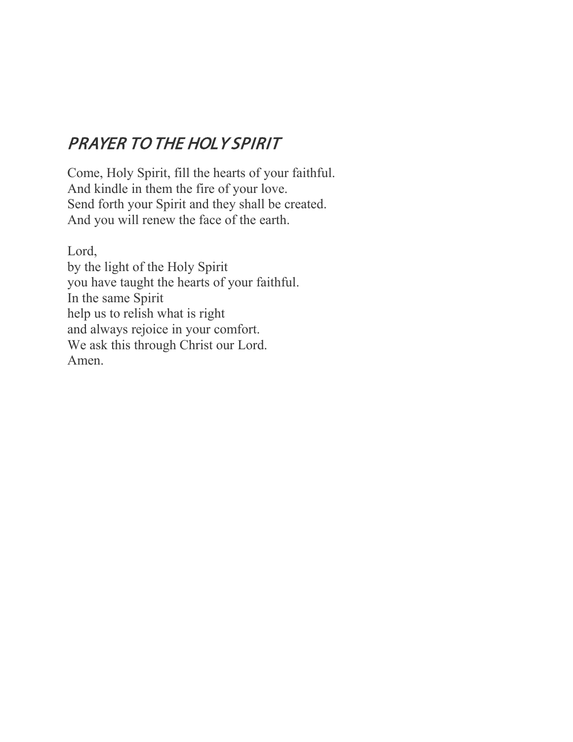## *PRAYER TO THE HOLY SPIRIT*

Come, Holy Spirit, fill the hearts of your faithful.
And kindle in them the fire of your love.
Send forth your Spirit and they shall be created.
And you will renew the face of the earth.

Lord,
by the light of the Holy Spirit
you have taught the hearts of your faithful.
In the same Spirit
help us to relish what is right
and always rejoice in your comfort.
We ask this through Christ our Lord.
Amen.